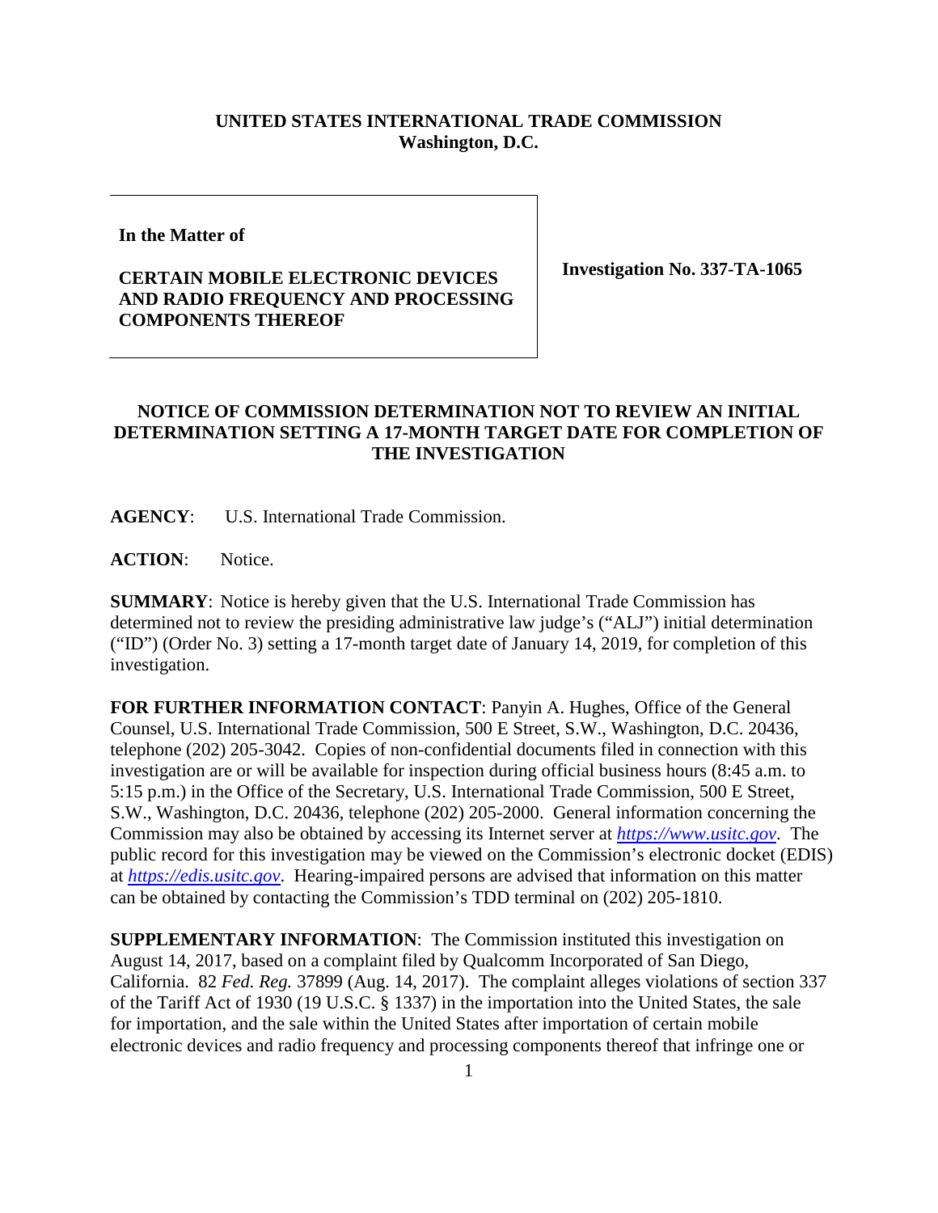**UNITED STATES INTERNATIONAL TRADE COMMISSION**
**Washington, D.C.**

| In the Matter of<br><br>**CERTAIN MOBILE ELECTRONIC DEVICES AND RADIO FREQUENCY AND PROCESSING COMPONENTS THEREOF** | **Investigation No. 337-TA-1065** |
|---|---|

## NOTICE OF COMMISSION DETERMINATION NOT TO REVIEW AN INITIAL DETERMINATION SETTING A 17-MONTH TARGET DATE FOR COMPLETION OF THE INVESTIGATION

**AGENCY**: U.S. International Trade Commission.

**ACTION**: Notice.

**SUMMARY**: Notice is hereby given that the U.S. International Trade Commission has determined not to review the presiding administrative law judge's ("ALJ") initial determination ("ID") (Order No. 3) setting a 17-month target date of January 14, 2019, for completion of this investigation.

**FOR FURTHER INFORMATION CONTACT**: Panyin A. Hughes, Office of the General Counsel, U.S. International Trade Commission, 500 E Street, S.W., Washington, D.C. 20436, telephone (202) 205-3042. Copies of non-confidential documents filed in connection with this investigation are or will be available for inspection during official business hours (8:45 a.m. to 5:15 p.m.) in the Office of the Secretary, U.S. International Trade Commission, 500 E Street, S.W., Washington, D.C. 20436, telephone (202) 205-2000. General information concerning the Commission may also be obtained by accessing its Internet server at *https://www.usitc.gov*. The public record for this investigation may be viewed on the Commission's electronic docket (EDIS) at *https://edis.usitc.gov*. Hearing-impaired persons are advised that information on this matter can be obtained by contacting the Commission's TDD terminal on (202) 205-1810.

**SUPPLEMENTARY INFORMATION**: The Commission instituted this investigation on August 14, 2017, based on a complaint filed by Qualcomm Incorporated of San Diego, California. 82 *Fed. Reg.* 37899 (Aug. 14, 2017). The complaint alleges violations of section 337 of the Tariff Act of 1930 (19 U.S.C. § 1337) in the importation into the United States, the sale for importation, and the sale within the United States after importation of certain mobile electronic devices and radio frequency and processing components thereof that infringe one or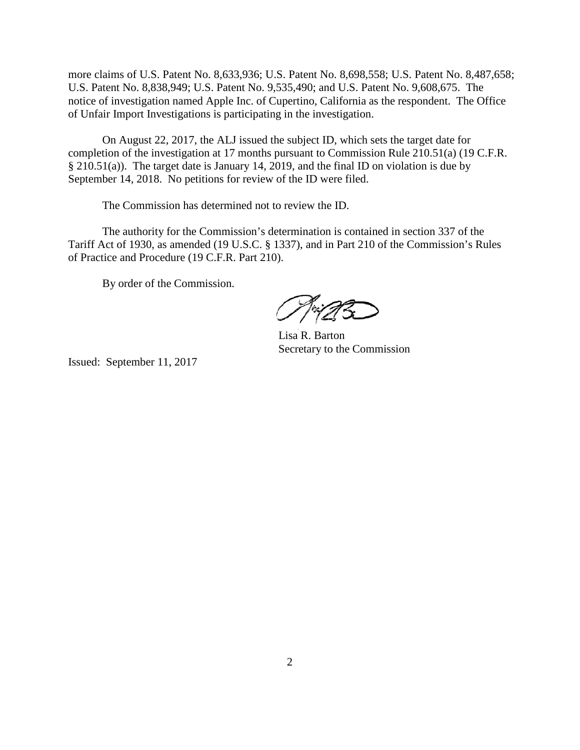more claims of U.S. Patent No. 8,633,936; U.S. Patent No. 8,698,558; U.S. Patent No. 8,487,658; U.S. Patent No. 8,838,949; U.S. Patent No. 9,535,490; and U.S. Patent No. 9,608,675. The notice of investigation named Apple Inc. of Cupertino, California as the respondent. The Office of Unfair Import Investigations is participating in the investigation.

On August 22, 2017, the ALJ issued the subject ID, which sets the target date for completion of the investigation at 17 months pursuant to Commission Rule 210.51(a) (19 C.F.R. § 210.51(a)). The target date is January 14, 2019, and the final ID on violation is due by September 14, 2018. No petitions for review of the ID were filed.

The Commission has determined not to review the ID.

The authority for the Commission's determination is contained in section 337 of the Tariff Act of 1930, as amended (19 U.S.C. § 1337), and in Part 210 of the Commission's Rules of Practice and Procedure (19 C.F.R. Part 210).

By order of the Commission.

Lisa R. Barton
Secretary to the Commission

Issued: September 11, 2017